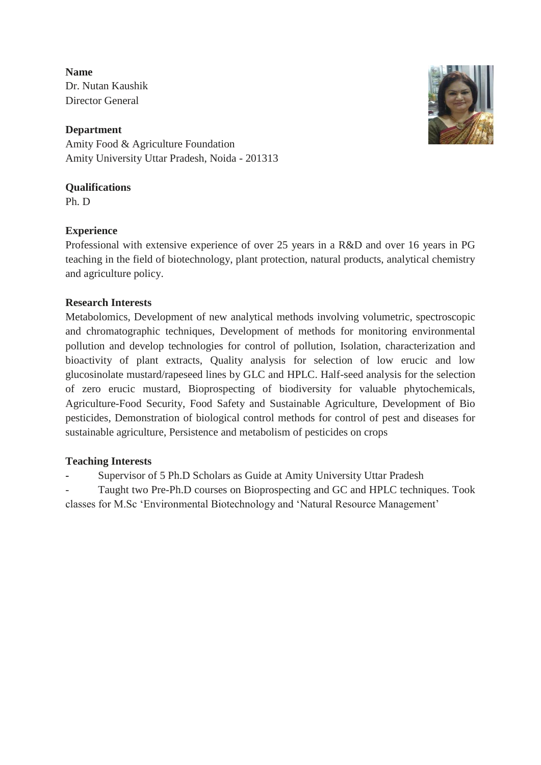**Name**

Dr. Nutan Kaushik

Director General

**Department**

Amity Food & Agriculture Foundation

Amity University Uttar Pradesh, Noida - 201313

**Qualifications**

Ph. D

**Experience**

Professional with extensive experience of over 25 years in a R&D and over 16 years in PG teaching in the field of biotechnology, plant protection, natural products, analytical chemistry and agriculture policy.

**Research Interests**

Metabolomics, Development of new analytical methods involving volumetric, spectroscopic and chromatographic techniques, Development of methods for monitoring environmental pollution and develop technologies for control of pollution, Isolation, characterization and bioactivity of plant extracts, Quality analysis for selection of low erucic and low glucosinolate mustard/rapeseed lines by GLC and HPLC. Half-seed analysis for the selection of zero erucic mustard, Bioprospecting of biodiversity for valuable phytochemicals, Agriculture-Food Security, Food Safety and Sustainable Agriculture, Development of Bio pesticides, Demonstration of biological control methods for control of pest and diseases for sustainable agriculture, Persistence and metabolism of pesticides on crops

**Teaching Interests**

- Supervisor of 5 Ph.D Scholars as Guide at Amity University Uttar Pradesh
- Taught two Pre-Ph.D courses on Bioprospecting and GC and HPLC techniques. Took classes for M.Sc 'Environmental Biotechnology and 'Natural Resource Management'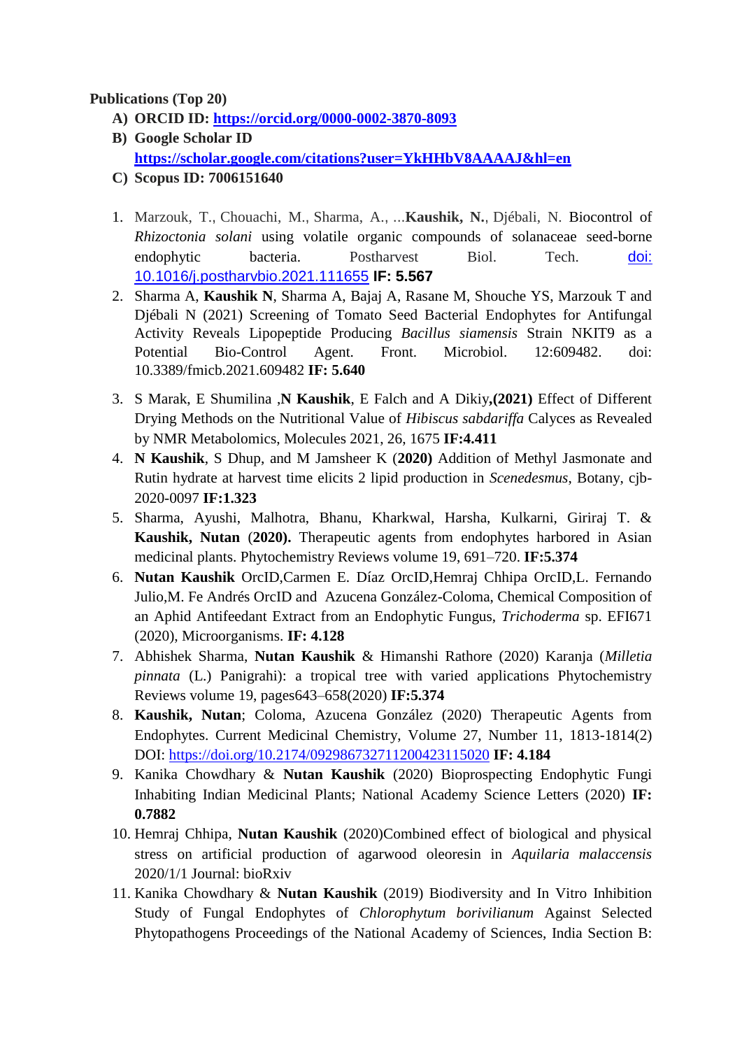**Publications (Top 20)**

A) **ORCID ID: [https://orcid.org/0000-0002-3870-8093](https://orcid.org/0000-0002-3870-8093)**

B) **Google Scholar ID**
   **[https://scholar.google.com/citations?user=YkHHbV8AAAAJ&hl=en](https://scholar.google.com/citations?user=YkHHbV8AAAAJ&hl=en)**

C) **Scopus ID: 7006151640**

1. Marzouk, T., Chouachi, M., Sharma, A., ...**Kaushik, N.**, Djébali, N. Biocontrol of *Rhizoctonia solani* using volatile organic compounds of solanaceae seed-borne endophytic bacteria. Postharvest Biol. Tech. [doi: 10.1016/j.postharvbio.2021.111655](https://doi.org/10.1016/j.postharvbio.2021.111655) **IF: 5.567**
2. Sharma A, **Kaushik N**, Sharma A, Bajaj A, Rasane M, Shouche YS, Marzouk T and Djébali N (2021) Screening of Tomato Seed Bacterial Endophytes for Antifungal Activity Reveals Lipopeptide Producing *Bacillus siamensis* Strain NKIT9 as a Potential Bio-Control Agent. Front. Microbiol. 12:609482. doi: 10.3389/fmicb.2021.609482 **IF: 5.640**
3. S Marak, E Shumilina ,**N Kaushik**, E Falch and A Dikiy**,(2021)** Effect of Different Drying Methods on the Nutritional Value of *Hibiscus sabdariffa* Calyces as Revealed by NMR Metabolomics, Molecules 2021, 26, 1675 **IF:4.411**
4. **N Kaushik**, S Dhup, and M Jamsheer K (**2020)** Addition of Methyl Jasmonate and Rutin hydrate at harvest time elicits 2 lipid production in *Scenedesmus*, Botany, cjb-2020-0097 **IF:1.323**
5. Sharma, Ayushi, Malhotra, Bhanu, Kharkwal, Harsha, Kulkarni, Giriraj T. & **Kaushik, Nutan** (**2020).** Therapeutic agents from endophytes harbored in Asian medicinal plants. Phytochemistry Reviews volume 19, 691–720. **IF:5.374**
6. **Nutan Kaushik** OrcID,Carmen E. Díaz OrcID,Hemraj Chhipa OrcID,L. Fernando Julio,M. Fe Andrés OrcID and Azucena González-Coloma, Chemical Composition of an Aphid Antifeedant Extract from an Endophytic Fungus, *Trichoderma* sp. EFI671 (2020), Microorganisms. **IF: 4.128**
7. Abhishek Sharma, **Nutan Kaushik** & Himanshi Rathore (2020) Karanja (*Milletia pinnata* (L.) Panigrahi): a tropical tree with varied applications Phytochemistry Reviews volume 19, pages643–658(2020) **IF:5.374**
8. **Kaushik, Nutan**; Coloma, Azucena González (2020) Therapeutic Agents from Endophytes. Current Medicinal Chemistry, Volume 27, Number 11, 1813-1814(2) DOI: [https://doi.org/10.2174/092986732711200423115020](https://doi.org/10.2174/092986732711200423115020) **IF: 4.184**
9. Kanika Chowdhary & **Nutan Kaushik** (2020) Bioprospecting Endophytic Fungi Inhabiting Indian Medicinal Plants; National Academy Science Letters (2020) **IF: 0.7882**
10. Hemraj Chhipa, **Nutan Kaushik** (2020)Combined effect of biological and physical stress on artificial production of agarwood oleoresin in *Aquilaria malaccensis* 2020/1/1 Journal: bioRxiv
11. Kanika Chowdhary & **Nutan Kaushik** (2019) Biodiversity and In Vitro Inhibition Study of Fungal Endophytes of *Chlorophytum borivilianum* Against Selected Phytopathogens Proceedings of the National Academy of Sciences, India Section B: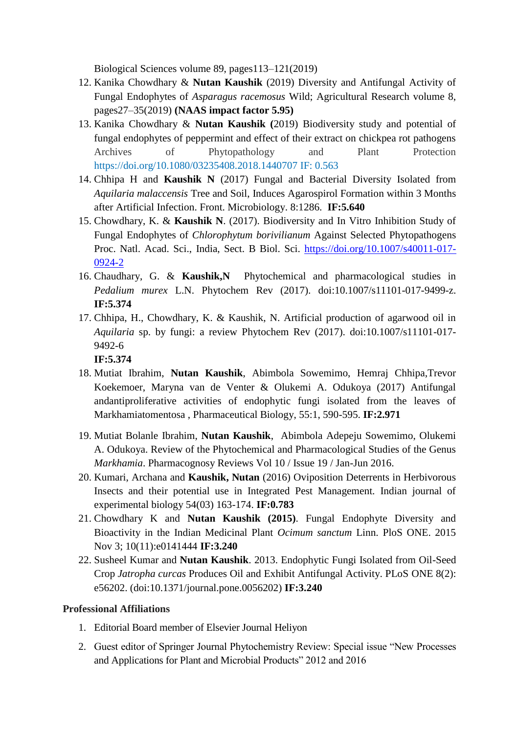Biological Sciences volume 89, pages113–121(2019)

12. Kanika Chowdhary & **Nutan Kaushik** (2019) Diversity and Antifungal Activity of Fungal Endophytes of *Asparagus racemosus* Wild; Agricultural Research volume 8, pages27–35(2019) **(NAAS impact factor 5.95)**
13. Kanika Chowdhary & **Nutan Kaushik (**2019) Biodiversity study and potential of fungal endophytes of peppermint and effect of their extract on chickpea rot pathogens Archives of Phytopathology and Plant Protection https://doi.org/10.1080/03235408.2018.1440707 IF: 0.563
14. Chhipa H and **Kaushik N** (2017) Fungal and Bacterial Diversity Isolated from *Aquilaria malaccensis* Tree and Soil, Induces Agarospirol Formation within 3 Months after Artificial Infection. Front. Microbiology. 8:1286. **IF:5.640**
15. Chowdhary, K. & **Kaushik N**. (2017). Biodiversity and In Vitro Inhibition Study of Fungal Endophytes of *Chlorophytum borivilianum* Against Selected Phytopathogens Proc. Natl. Acad. Sci., India, Sect. B Biol. Sci. https://doi.org/10.1007/s40011-017-0924-2
16. Chaudhary, G. & **Kaushik,N** Phytochemical and pharmacological studies in *Pedalium murex* L.N. Phytochem Rev (2017). doi:10.1007/s11101-017-9499-z. **IF:5.374**
17. Chhipa, H., Chowdhary, K. & Kaushik, N. Artificial production of agarwood oil in *Aquilaria* sp. by fungi: a review Phytochem Rev (2017). doi:10.1007/s11101-017-9492-6
    **IF:5.374**
18. Mutiat Ibrahim, **Nutan Kaushik**, Abimbola Sowemimo, Hemraj Chhipa,Trevor Koekemoer, Maryna van de Venter & Olukemi A. Odukoya (2017) Antifungal andantiproliferative activities of endophytic fungi isolated from the leaves of Markhamiatomentosa , Pharmaceutical Biology, 55:1, 590-595. **IF:2.971**
19. Mutiat Bolanle Ibrahim, **Nutan Kaushik**, Abimbola Adepeju Sowemimo, Olukemi A. Odukoya. Review of the Phytochemical and Pharmacological Studies of the Genus *Markhamia*. Pharmacognosy Reviews Vol 10 / Issue 19 / Jan-Jun 2016.
20. Kumari, Archana and **Kaushik, Nutan** (2016) Oviposition Deterrents in Herbivorous Insects and their potential use in Integrated Pest Management. Indian journal of experimental biology 54(03) 163-174. **IF:0.783**
21. Chowdhary K and **Nutan Kaushik (2015)**. Fungal Endophyte Diversity and Bioactivity in the Indian Medicinal Plant *Ocimum sanctum* Linn. PloS ONE. 2015 Nov 3; 10(11):e0141444 **IF:3.240**
22. Susheel Kumar and **Nutan Kaushik**. 2013. Endophytic Fungi Isolated from Oil-Seed Crop *Jatropha curcas* Produces Oil and Exhibit Antifungal Activity. PLoS ONE 8(2): e56202. (doi:10.1371/journal.pone.0056202) **IF:3.240**

**Professional Affiliations**

1. Editorial Board member of Elsevier Journal Heliyon
2. Guest editor of Springer Journal Phytochemistry Review: Special issue "New Processes and Applications for Plant and Microbial Products" 2012 and 2016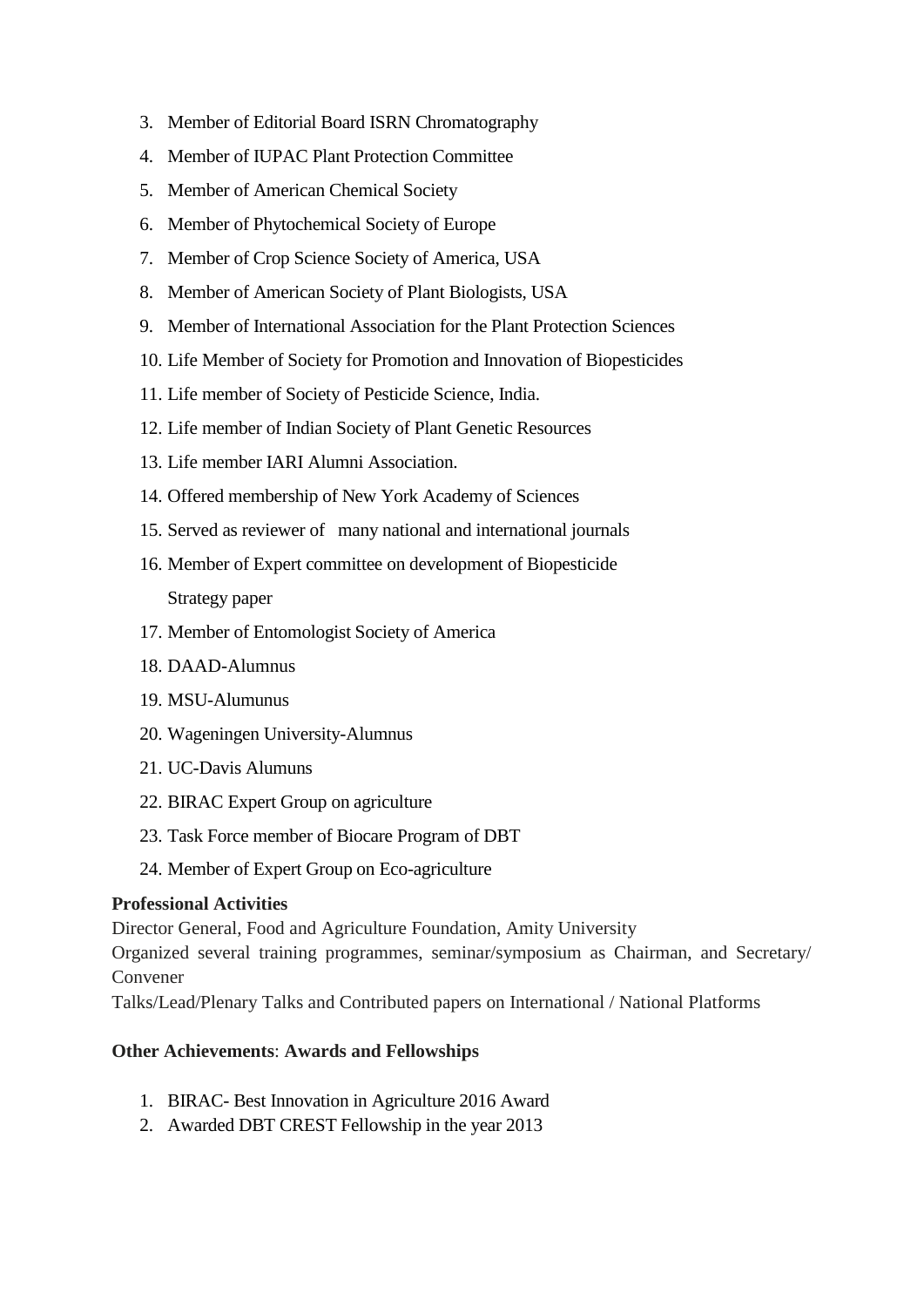3. Member of Editorial Board ISRN Chromatography
4. Member of IUPAC Plant Protection Committee
5. Member of American Chemical Society
6. Member of Phytochemical Society of Europe
7. Member of Crop Science Society of America, USA
8. Member of American Society of Plant Biologists, USA
9. Member of International Association for the Plant Protection Sciences
10. Life Member of Society for Promotion and Innovation of Biopesticides
11. Life member of Society of Pesticide Science, India.
12. Life member of Indian Society of Plant Genetic Resources
13. Life member IARI Alumni Association.
14. Offered membership of New York Academy of Sciences
15. Served as reviewer of many national and international journals
16. Member of Expert committee on development of Biopesticide Strategy paper
17. Member of Entomologist Society of America
18. DAAD-Alumnus
19. MSU-Alumunus
20. Wageningen University-Alumnus
21. UC-Davis Alumuns
22. BIRAC Expert Group on agriculture
23. Task Force member of Biocare Program of DBT
24. Member of Expert Group on Eco-agriculture

**Professional Activities**

Director General, Food and Agriculture Foundation, Amity University

Organized several training programmes, seminar/symposium as Chairman, and Secretary/ Convener

Talks/Lead/Plenary Talks and Contributed papers on International / National Platforms

**Other Achievements**: **Awards and Fellowships**

1. BIRAC- Best Innovation in Agriculture 2016 Award
2. Awarded DBT CREST Fellowship in the year 2013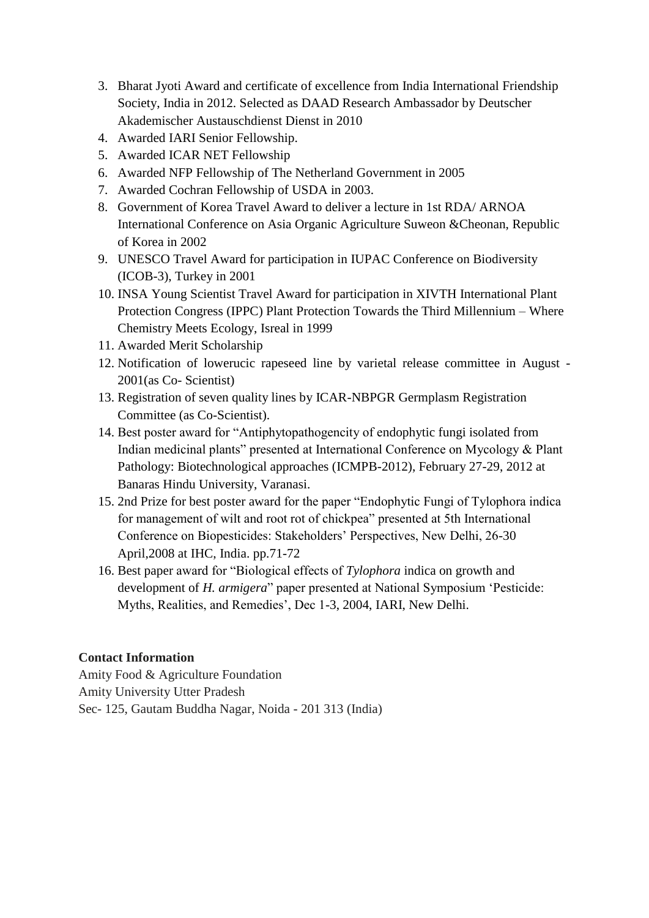3. Bharat Jyoti Award and certificate of excellence from India International Friendship Society, India in 2012. Selected as DAAD Research Ambassador by Deutscher Akademischer Austauschdienst Dienst in 2010
4. Awarded IARI Senior Fellowship.
5. Awarded ICAR NET Fellowship
6. Awarded NFP Fellowship of The Netherland Government in 2005
7. Awarded Cochran Fellowship of USDA in 2003.
8. Government of Korea Travel Award to deliver a lecture in 1st RDA/ ARNOA International Conference on Asia Organic Agriculture Suweon &Cheonan, Republic of Korea in 2002
9. UNESCO Travel Award for participation in IUPAC Conference on Biodiversity (ICOB-3), Turkey in 2001
10. INSA Young Scientist Travel Award for participation in XIVTH International Plant Protection Congress (IPPC) Plant Protection Towards the Third Millennium – Where Chemistry Meets Ecology, Isreal in 1999
11. Awarded Merit Scholarship
12. Notification of lowerucic rapeseed line by varietal release committee in August -2001(as Co- Scientist)
13. Registration of seven quality lines by ICAR-NBPGR Germplasm Registration Committee (as Co-Scientist).
14. Best poster award for "Antiphytopathogencity of endophytic fungi isolated from Indian medicinal plants" presented at International Conference on Mycology & Plant Pathology: Biotechnological approaches (ICMPB-2012), February 27-29, 2012 at Banaras Hindu University, Varanasi.
15. 2nd Prize for best poster award for the paper "Endophytic Fungi of Tylophora indica for management of wilt and root rot of chickpea" presented at 5th International Conference on Biopesticides: Stakeholders' Perspectives, New Delhi, 26-30 April,2008 at IHC, India. pp.71-72
16. Best paper award for "Biological effects of *Tylophora* indica on growth and development of *H. armigera*" paper presented at National Symposium 'Pesticide: Myths, Realities, and Remedies', Dec 1-3, 2004, IARI, New Delhi.

**Contact Information**

Amity Food & Agriculture Foundation
Amity University Utter Pradesh
Sec- 125, Gautam Buddha Nagar, Noida - 201 313 (India)